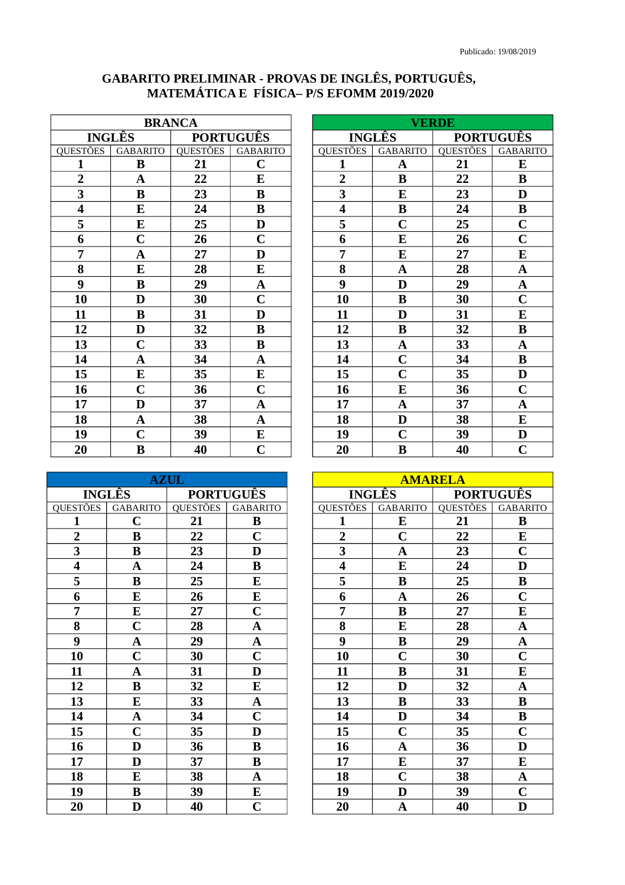Publicado: 19/08/2019

# GABARITO PRELIMINAR - PROVAS DE INGLÊS, PORTUGUÊS, MATEMÁTICA E FÍSICA– P/S EFOMM 2019/2020

| BRANCA | | | |
|---|---|---|---|
| **INGLÊS** | | **PORTUGUÊS** | |
| QUESTÕES | GABARITO | QUESTÕES | GABARITO |
| **1** | **B** | **21** | **C** |
| **2** | **A** | **22** | **E** |
| **3** | **B** | **23** | **B** |
| **4** | **E** | **24** | **B** |
| **5** | **E** | **25** | **D** |
| **6** | **C** | **26** | **C** |
| **7** | **A** | **27** | **D** |
| **8** | **E** | **28** | **E** |
| **9** | **B** | **29** | **A** |
| **10** | **D** | **30** | **C** |
| **11** | **B** | **31** | **D** |
| **12** | **D** | **32** | **B** |
| **13** | **C** | **33** | **B** |
| **14** | **A** | **34** | **A** |
| **15** | **E** | **35** | **E** |
| **16** | **C** | **36** | **C** |
| **17** | **D** | **37** | **A** |
| **18** | **A** | **38** | **A** |
| **19** | **C** | **39** | **E** |
| **20** | **B** | **40** | **C** |

| VERDE | | | |
|---|---|---|---|
| **INGLÊS** | | **PORTUGUÊS** | |
| QUESTÕES | GABARITO | QUESTÕES | GABARITO |
| **1** | **A** | **21** | **E** |
| **2** | **B** | **22** | **B** |
| **3** | **E** | **23** | **D** |
| **4** | **B** | **24** | **B** |
| **5** | **C** | **25** | **C** |
| **6** | **E** | **26** | **C** |
| **7** | **E** | **27** | **E** |
| **8** | **A** | **28** | **A** |
| **9** | **D** | **29** | **A** |
| **10** | **B** | **30** | **C** |
| **11** | **D** | **31** | **E** |
| **12** | **B** | **32** | **B** |
| **13** | **A** | **33** | **A** |
| **14** | **C** | **34** | **B** |
| **15** | **C** | **35** | **D** |
| **16** | **E** | **36** | **C** |
| **17** | **A** | **37** | **A** |
| **18** | **D** | **38** | **E** |
| **19** | **C** | **39** | **D** |
| **20** | **B** | **40** | **C** |

| AZUL | | | |
|---|---|---|---|
| **INGLÊS** | | **PORTUGUÊS** | |
| QUESTÕES | GABARITO | QUESTÕES | GABARITO |
| **1** | **C** | **21** | **B** |
| **2** | **B** | **22** | **C** |
| **3** | **B** | **23** | **D** |
| **4** | **A** | **24** | **B** |
| **5** | **B** | **25** | **E** |
| **6** | **E** | **26** | **E** |
| **7** | **E** | **27** | **C** |
| **8** | **C** | **28** | **A** |
| **9** | **A** | **29** | **A** |
| **10** | **C** | **30** | **C** |
| **11** | **A** | **31** | **D** |
| **12** | **B** | **32** | **E** |
| **13** | **E** | **33** | **A** |
| **14** | **A** | **34** | **C** |
| **15** | **C** | **35** | **D** |
| **16** | **D** | **36** | **B** |
| **17** | **D** | **37** | **B** |
| **18** | **E** | **38** | **A** |
| **19** | **B** | **39** | **E** |
| **20** | **D** | **40** | **C** |

| AMARELA | | | |
|---|---|---|---|
| **INGLÊS** | | **PORTUGUÊS** | |
| QUESTÕES | GABARITO | QUESTÕES | GABARITO |
| **1** | **E** | **21** | **B** |
| **2** | **C** | **22** | **E** |
| **3** | **A** | **23** | **C** |
| **4** | **E** | **24** | **D** |
| **5** | **B** | **25** | **B** |
| **6** | **A** | **26** | **C** |
| **7** | **B** | **27** | **E** |
| **8** | **E** | **28** | **A** |
| **9** | **B** | **29** | **A** |
| **10** | **C** | **30** | **C** |
| **11** | **B** | **31** | **E** |
| **12** | **D** | **32** | **A** |
| **13** | **B** | **33** | **B** |
| **14** | **D** | **34** | **B** |
| **15** | **C** | **35** | **C** |
| **16** | **A** | **36** | **D** |
| **17** | **E** | **37** | **E** |
| **18** | **C** | **38** | **A** |
| **19** | **D** | **39** | **C** |
| **20** | **A** | **40** | **D** |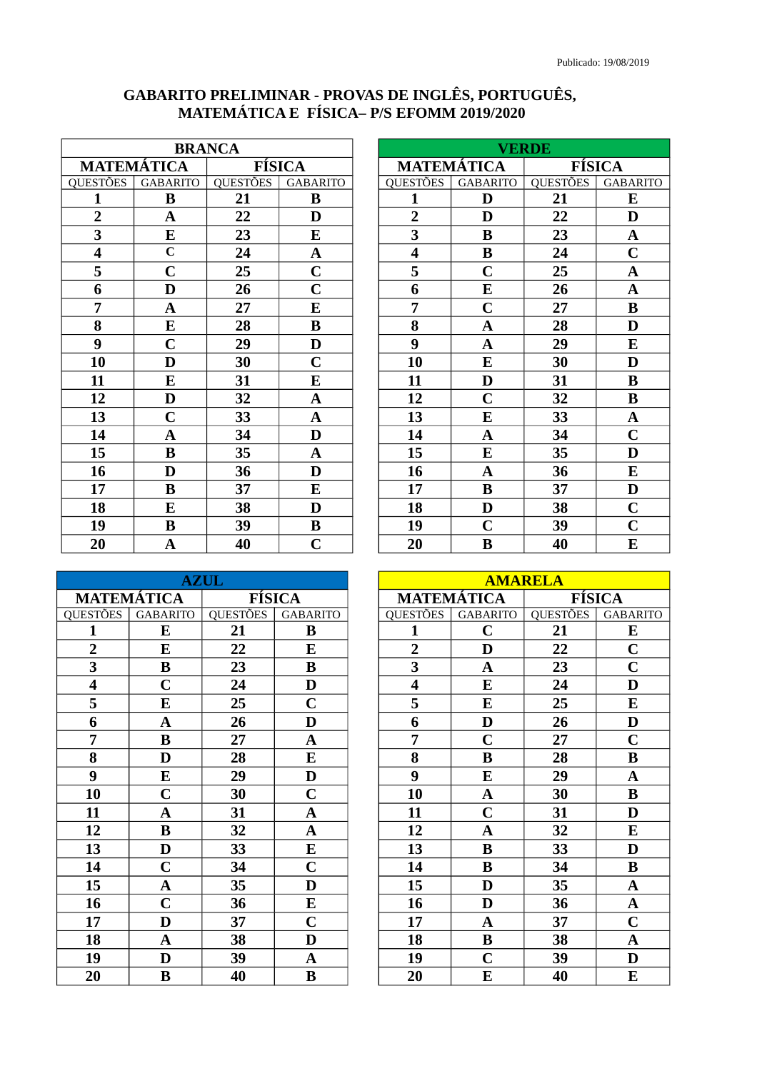Publicado: 19/08/2019

# GABARITO PRELIMINAR - PROVAS DE INGLÊS, PORTUGUÊS, MATEMÁTICA E FÍSICA– P/S EFOMM 2019/2020

| BRANCA | | | |
|---|---|---|---|
| MATEMÁTICA | | FÍSICA | |
| QUESTÕES | GABARITO | QUESTÕES | GABARITO |
| 1 | B | 21 | B |
| 2 | A | 22 | D |
| 3 | E | 23 | E |
| 4 | C | 24 | A |
| 5 | C | 25 | C |
| 6 | D | 26 | C |
| 7 | A | 27 | E |
| 8 | E | 28 | B |
| 9 | C | 29 | D |
| 10 | D | 30 | C |
| 11 | E | 31 | E |
| 12 | D | 32 | A |
| 13 | C | 33 | A |
| 14 | A | 34 | D |
| 15 | B | 35 | A |
| 16 | D | 36 | D |
| 17 | B | 37 | E |
| 18 | E | 38 | D |
| 19 | B | 39 | B |
| 20 | A | 40 | C |

| VERDE | | | |
|---|---|---|---|
| MATEMÁTICA | | FÍSICA | |
| QUESTÕES | GABARITO | QUESTÕES | GABARITO |
| 1 | D | 21 | E |
| 2 | D | 22 | D |
| 3 | B | 23 | A |
| 4 | B | 24 | C |
| 5 | C | 25 | A |
| 6 | E | 26 | A |
| 7 | C | 27 | B |
| 8 | A | 28 | D |
| 9 | A | 29 | E |
| 10 | E | 30 | D |
| 11 | D | 31 | B |
| 12 | C | 32 | B |
| 13 | E | 33 | A |
| 14 | A | 34 | C |
| 15 | E | 35 | D |
| 16 | A | 36 | E |
| 17 | B | 37 | D |
| 18 | D | 38 | C |
| 19 | C | 39 | C |
| 20 | B | 40 | E |

| AZUL | | | |
|---|---|---|---|
| MATEMÁTICA | | FÍSICA | |
| QUESTÕES | GABARITO | QUESTÕES | GABARITO |
| 1 | E | 21 | B |
| 2 | E | 22 | E |
| 3 | B | 23 | B |
| 4 | C | 24 | D |
| 5 | E | 25 | C |
| 6 | A | 26 | D |
| 7 | B | 27 | A |
| 8 | D | 28 | E |
| 9 | E | 29 | D |
| 10 | C | 30 | C |
| 11 | A | 31 | A |
| 12 | B | 32 | A |
| 13 | D | 33 | E |
| 14 | C | 34 | C |
| 15 | A | 35 | D |
| 16 | C | 36 | E |
| 17 | D | 37 | C |
| 18 | A | 38 | D |
| 19 | D | 39 | A |
| 20 | B | 40 | B |

| AMARELA | | | |
|---|---|---|---|
| MATEMÁTICA | | FÍSICA | |
| QUESTÕES | GABARITO | QUESTÕES | GABARITO |
| 1 | C | 21 | E |
| 2 | D | 22 | C |
| 3 | A | 23 | C |
| 4 | E | 24 | D |
| 5 | E | 25 | E |
| 6 | D | 26 | D |
| 7 | C | 27 | C |
| 8 | B | 28 | B |
| 9 | E | 29 | A |
| 10 | A | 30 | B |
| 11 | C | 31 | D |
| 12 | A | 32 | E |
| 13 | B | 33 | D |
| 14 | B | 34 | B |
| 15 | D | 35 | A |
| 16 | D | 36 | A |
| 17 | A | 37 | C |
| 18 | B | 38 | A |
| 19 | C | 39 | D |
| 20 | E | 40 | E |